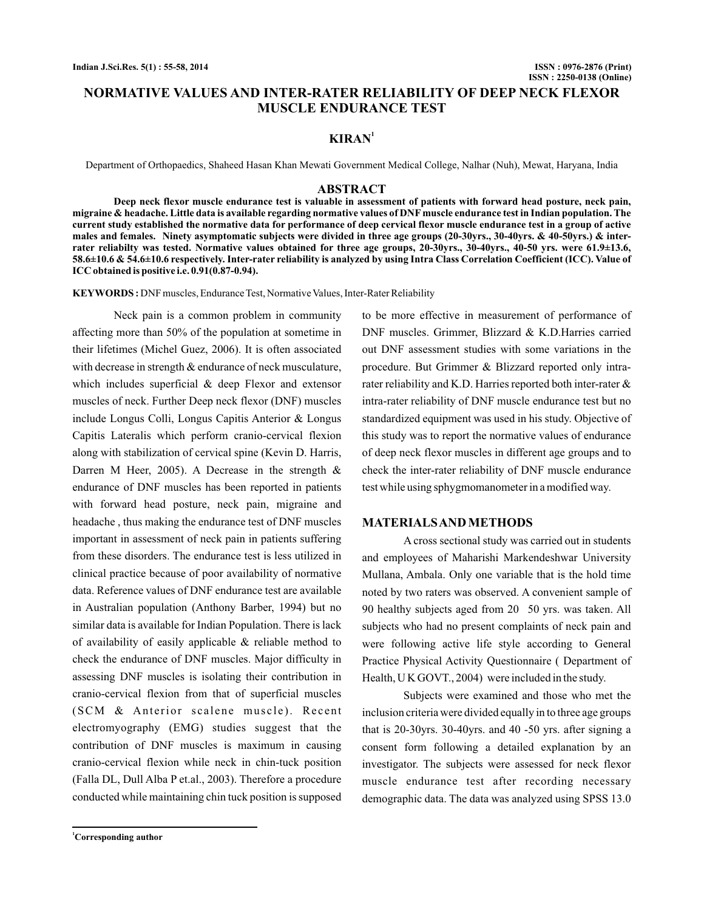# NORMATIVE VALUES AND INTER-RATER RELIABILITY OF DEEP NECK FLEXOR MUSCLE ENDURANCE TEST

**KIRAN**[1]

Department of Orthopaedics, Shaheed Hasan Khan Mewati Government Medical College, Nalhar (Nuh), Mewat, Haryana, India

## ABSTRACT

**Deep neck flexor muscle endurance test is valuable in assessment of patients with forward head posture, neck pain, migraine & headache. Little data is available regarding normative values of DNF muscle endurance test in Indian population. The current study established the normative data for performance of deep cervical flexor muscle endurance test in a group of active males and females. Ninety asymptomatic subjects were divided in three age groups (20-30yrs., 30-40yrs. & 40-50yrs.) & inter-rater reliabilty was tested. Normative values obtained for three age groups, 20-30yrs., 30-40yrs., 40-50 yrs. were 61.9±13.6, 58.6±10.6 & 54.6±10.6 respectively. Inter-rater reliability is analyzed by using Intra Class Correlation Coefficient (ICC). Value of ICC obtained is positive i.e. 0.91(0.87-0.94).**

**KEYWORDS :** DNF muscles, Endurance Test, Normative Values, Inter-Rater Reliability

Neck pain is a common problem in community affecting more than 50% of the population at sometime in their lifetimes (Michel Guez, 2006). It is often associated with decrease in strength & endurance of neck musculature, which includes superficial & deep Flexor and extensor muscles of neck. Further Deep neck flexor (DNF) muscles include Longus Colli, Longus Capitis Anterior & Longus Capitis Lateralis which perform cranio-cervical flexion along with stabilization of cervical spine (Kevin D. Harris, Darren M Heer, 2005). A Decrease in the strength & endurance of DNF muscles has been reported in patients with forward head posture, neck pain, migraine and headache , thus making the endurance test of DNF muscles important in assessment of neck pain in patients suffering from these disorders. The endurance test is less utilized in clinical practice because of poor availability of normative data. Reference values of DNF endurance test are available in Australian population (Anthony Barber, 1994) but no similar data is available for Indian Population. There is lack of availability of easily applicable & reliable method to check the endurance of DNF muscles. Major difficulty in assessing DNF muscles is isolating their contribution in cranio-cervical flexion from that of superficial muscles (SCM & Anterior scalene muscle). Recent electromyography (EMG) studies suggest that the contribution of DNF muscles is maximum in causing cranio-cervical flexion while neck in chin-tuck position (Falla DL, Dull Alba P et.al., 2003). Therefore a procedure conducted while maintaining chin tuck position is supposed to be more effective in measurement of performance of DNF muscles. Grimmer, Blizzard & K.D.Harries carried out DNF assessment studies with some variations in the procedure. But Grimmer & Blizzard reported only intra-rater reliability and K.D. Harries reported both inter-rater & intra-rater reliability of DNF muscle endurance test but no standardized equipment was used in his study. Objective of this study was to report the normative values of endurance of deep neck flexor muscles in different age groups and to check the inter-rater reliability of DNF muscle endurance test while using sphygmomanometer in a modified way.

## MATERIALS AND METHODS

A cross sectional study was carried out in students and employees of Maharishi Markendeshwar University Mullana, Ambala. Only one variable that is the hold time noted by two raters was observed. A convenient sample of 90 healthy subjects aged from 20 50 yrs. was taken. All subjects who had no present complaints of neck pain and were following active life style according to General Practice Physical Activity Questionnaire ( Department of Health, U K GOVT., 2004) were included in the study.

Subjects were examined and those who met the inclusion criteria were divided equally in to three age groups that is 20-30yrs. 30-40yrs. and 40 -50 yrs. after signing a consent form following a detailed explanation by an investigator. The subjects were assessed for neck flexor muscle endurance test after recording necessary demographic data. The data was analyzed using SPSS 13.0

[1]**Corresponding author**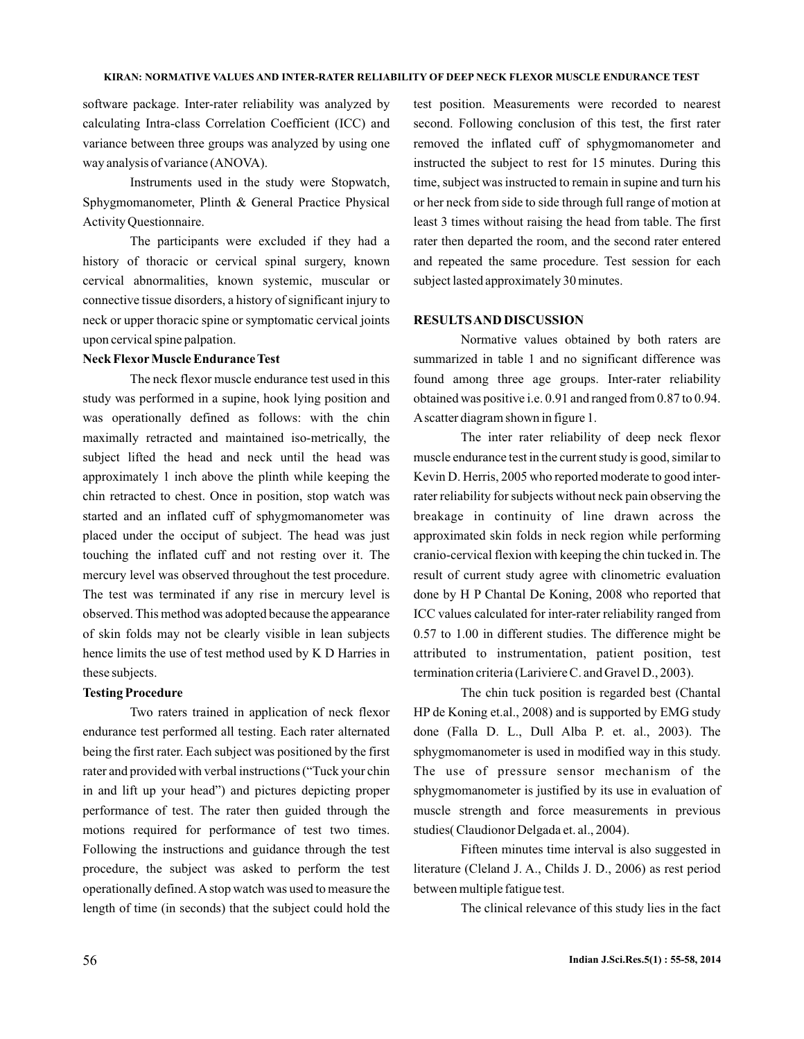software package. Inter-rater reliability was analyzed by calculating Intra-class Correlation Coefficient (ICC) and variance between three groups was analyzed by using one way analysis of variance (ANOVA).

Instruments used in the study were Stopwatch, Sphygmomanometer, Plinth & General Practice Physical Activity Questionnaire.

The participants were excluded if they had a history of thoracic or cervical spinal surgery, known cervical abnormalities, known systemic, muscular or connective tissue disorders, a history of significant injury to neck or upper thoracic spine or symptomatic cervical joints upon cervical spine palpation.

**Neck Flexor Muscle Endurance Test**

The neck flexor muscle endurance test used in this study was performed in a supine, hook lying position and was operationally defined as follows: with the chin maximally retracted and maintained iso-metrically, the subject lifted the head and neck until the head was approximately 1 inch above the plinth while keeping the chin retracted to chest. Once in position, stop watch was started and an inflated cuff of sphygmomanometer was placed under the occiput of subject. The head was just touching the inflated cuff and not resting over it. The mercury level was observed throughout the test procedure. The test was terminated if any rise in mercury level is observed. This method was adopted because the appearance of skin folds may not be clearly visible in lean subjects hence limits the use of test method used by K D Harries in these subjects.

**Testing Procedure**

Two raters trained in application of neck flexor endurance test performed all testing. Each rater alternated being the first rater. Each subject was positioned by the first rater and provided with verbal instructions ("Tuck your chin in and lift up your head") and pictures depicting proper performance of test. The rater then guided through the motions required for performance of test two times. Following the instructions and guidance through the test procedure, the subject was asked to perform the test operationally defined. A stop watch was used to measure the length of time (in seconds) that the subject could hold the test position. Measurements were recorded to nearest second. Following conclusion of this test, the first rater removed the inflated cuff of sphygmomanometer and instructed the subject to rest for 15 minutes. During this time, subject was instructed to remain in supine and turn his or her neck from side to side through full range of motion at least 3 times without raising the head from table. The first rater then departed the room, and the second rater entered and repeated the same procedure. Test session for each subject lasted approximately 30 minutes.

## RESULTS AND DISCUSSION

Normative values obtained by both raters are summarized in table 1 and no significant difference was found among three age groups. Inter-rater reliability obtained was positive i.e. 0.91 and ranged from 0.87 to 0.94. A scatter diagram shown in figure 1.

The inter rater reliability of deep neck flexor muscle endurance test in the current study is good, similar to Kevin D. Herris, 2005 who reported moderate to good inter-rater reliability for subjects without neck pain observing the breakage in continuity of line drawn across the approximated skin folds in neck region while performing cranio-cervical flexion with keeping the chin tucked in. The result of current study agree with clinometric evaluation done by H P Chantal De Koning, 2008 who reported that ICC values calculated for inter-rater reliability ranged from 0.57 to 1.00 in different studies. The difference might be attributed to instrumentation, patient position, test termination criteria (Lariviere C. and Gravel D., 2003).

The chin tuck position is regarded best (Chantal HP de Koning et.al., 2008) and is supported by EMG study done (Falla D. L., Dull Alba P. et. al., 2003). The sphygmomanometer is used in modified way in this study. The use of pressure sensor mechanism of the sphygmomanometer is justified by its use in evaluation of muscle strength and force measurements in previous studies( Claudionor Delgada et. al., 2004).

Fifteen minutes time interval is also suggested in literature (Cleland J. A., Childs J. D., 2006) as rest period between multiple fatigue test.

The clinical relevance of this study lies in the fact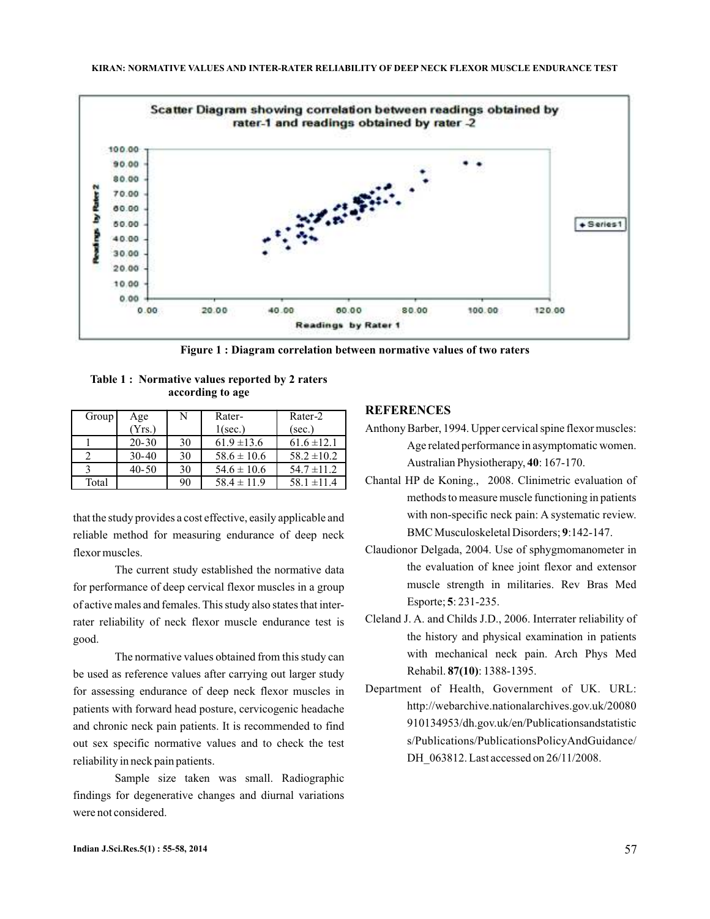Figure 1 : Diagram correlation between normative values of two raters

**Table 1 : Normative values reported by 2 raters according to age**

| Group | Age (Yrs.) | N | Rater-1(sec.) | Rater-2 (sec.) |
|---|---|---|---|---|
| 1 | 20-30 | 30 | 61.9 ±13.6 | 61.6 ±12.1 |
| 2 | 30-40 | 30 | 58.6 ± 10.6 | 58.2 ±10.2 |
| 3 | 40-50 | 30 | 54.6 ± 10.6 | 54.7 ±11.2 |
| Total | | 90 | 58.4 ± 11.9 | 58.1 ±11.4 |

that the study provides a cost effective, easily applicable and reliable method for measuring endurance of deep neck flexor muscles.

The current study established the normative data for performance of deep cervical flexor muscles in a group of active males and females. This study also states that inter-rater reliability of neck flexor muscle endurance test is good.

The normative values obtained from this study can be used as reference values after carrying out larger study for assessing endurance of deep neck flexor muscles in patients with forward head posture, cervicogenic headache and chronic neck pain patients. It is recommended to find out sex specific normative values and to check the test reliability in neck pain patients.

Sample size taken was small. Radiographic findings for degenerative changes and diurnal variations were not considered.

## REFERENCES

Anthony Barber, 1994. Upper cervical spine flexor muscles: Age related performance in asymptomatic women. Australian Physiotherapy, **40**: 167-170.

Chantal HP de Koning., 2008. Clinimetric evaluation of methods to measure muscle functioning in patients with non-specific neck pain: A systematic review. BMC Musculoskeletal Disorders; **9**:142-147.

Claudionor Delgada, 2004. Use of sphygmomanometer in the evaluation of knee joint flexor and extensor muscle strength in militaries. Rev Bras Med Esporte; **5**: 231-235.

Cleland J. A. and Childs J.D., 2006. Interrater reliability of the history and physical examination in patients with mechanical neck pain. Arch Phys Med Rehabil. **87(10)**: 1388-1395.

Department of Health, Government of UK. URL: http://webarchive.nationalarchives.gov.uk/20080910134953/dh.gov.uk/en/Publicationsandstatistics/Publications/PublicationsPolicyAndGuidance/DH_063812. Last accessed on 26/11/2008.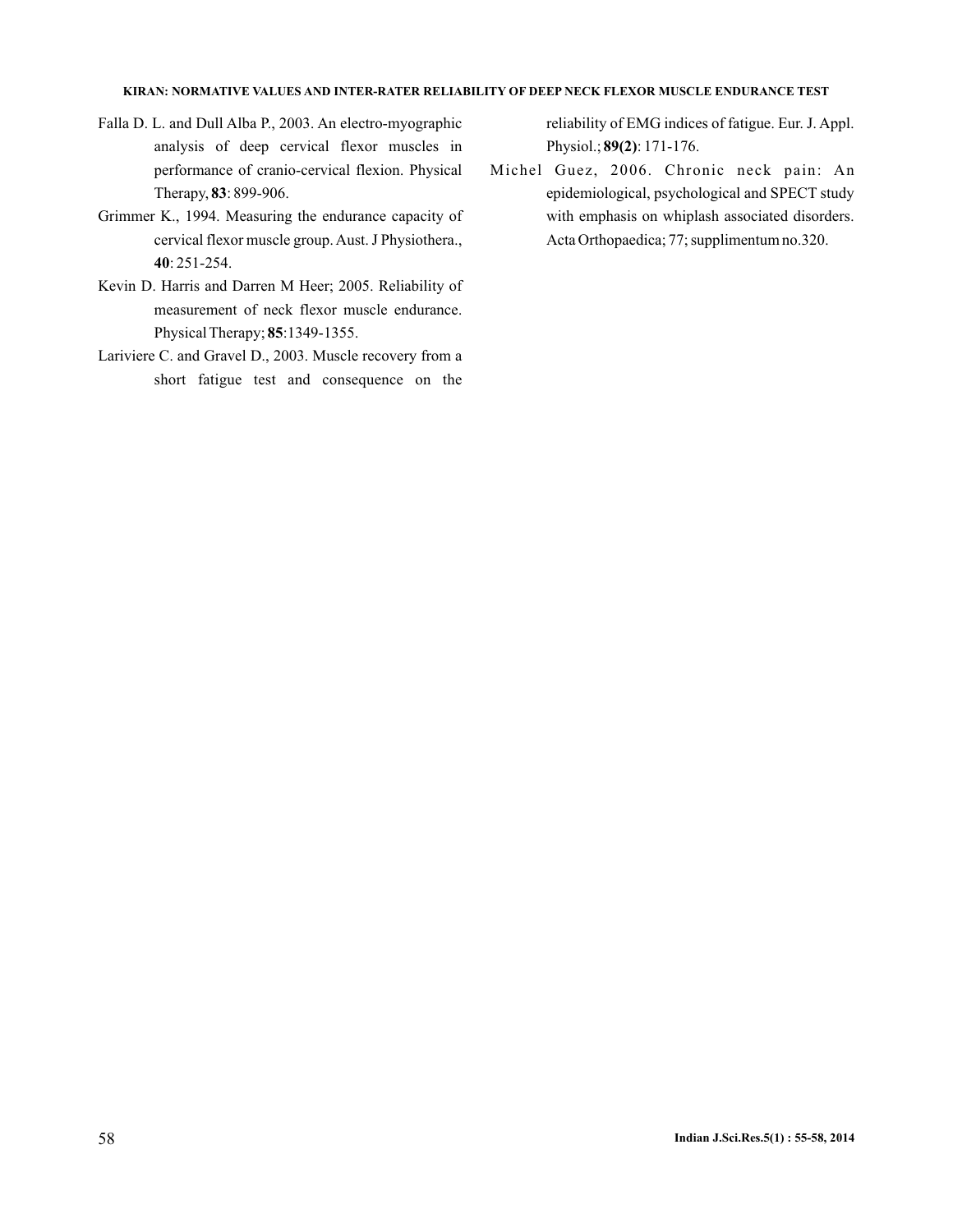Falla D. L. and Dull Alba P., 2003. An electro-myographic analysis of deep cervical flexor muscles in performance of cranio-cervical flexion. Physical Therapy, **83**: 899-906.

Grimmer K., 1994. Measuring the endurance capacity of cervical flexor muscle group. Aust. J Physiothera., **40**: 251-254.

Kevin D. Harris and Darren M Heer; 2005. Reliability of measurement of neck flexor muscle endurance. Physical Therapy; **85**:1349-1355.

Lariviere C. and Gravel D., 2003. Muscle recovery from a short fatigue test and consequence on the reliability of EMG indices of fatigue. Eur. J. Appl. Physiol.; **89(2)**: 171-176.

Michel Guez, 2006. Chronic neck pain: An epidemiological, psychological and SPECT study with emphasis on whiplash associated disorders. Acta Orthopaedica; 77; supplimentum no.320.